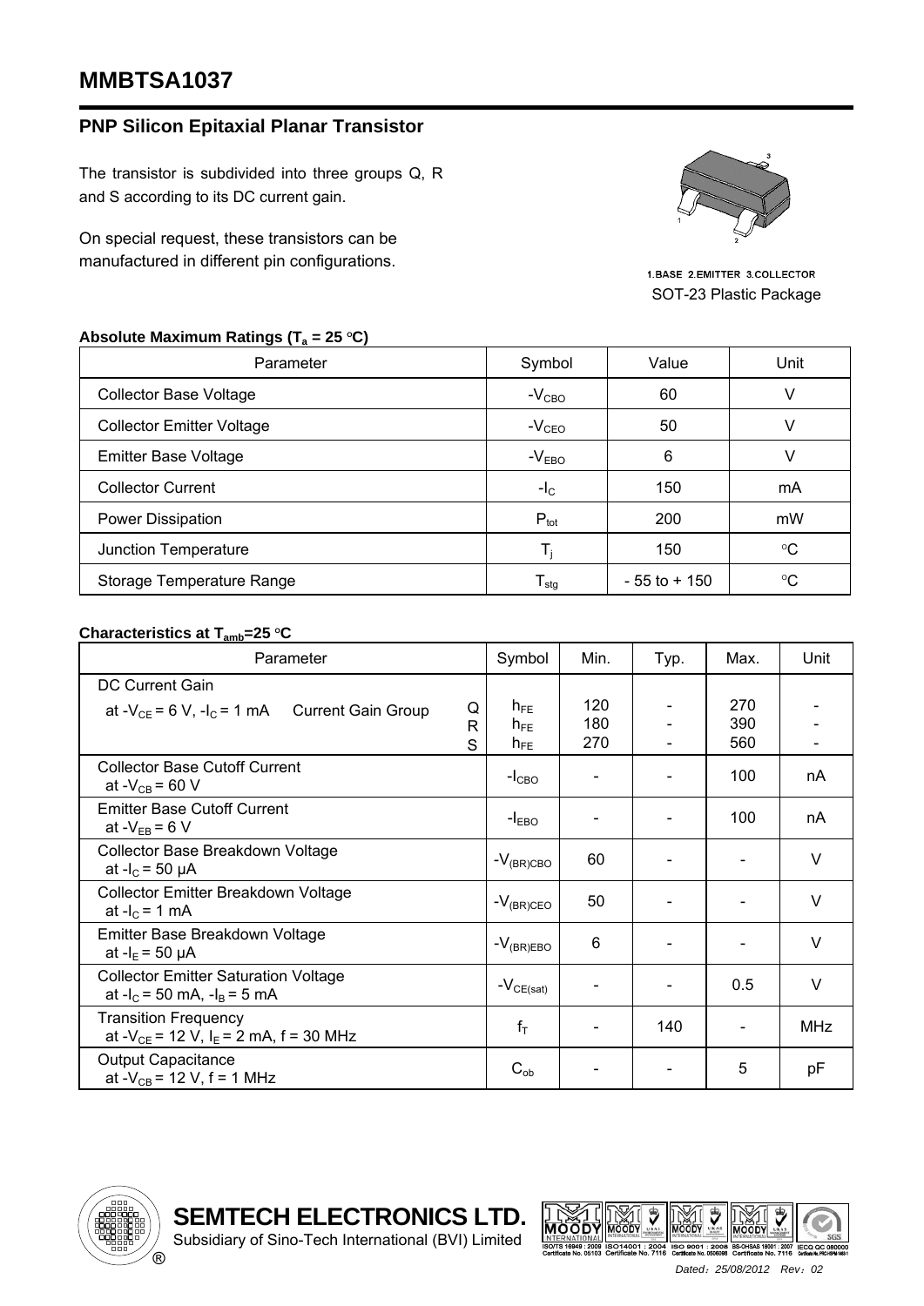# MMBTSA1037

## PNP Silicon Epitaxial Planar Transistor

The transistor is subdivided into three groups Q, R and S according to its DC current gain.

On special request, these transistors can be manufactured in different pin configurations.

1.BASE 2.EMITTER 3.COLLECTOR

SOT-23 Plastic Package

### Absolute Maximum Ratings ($T_a$ = 25 °C)

| Parameter | Symbol | Value | Unit |
|---|---|---|---|
| Collector Base Voltage | $-V_{CBO}$ | 60 | V |
| Collector Emitter Voltage | $-V_{CEO}$ | 50 | V |
| Emitter Base Voltage | $-V_{EBO}$ | 6 | V |
| Collector Current | $-I_C$ | 150 | mA |
| Power Dissipation | $P_{tot}$ | 200 | mW |
| Junction Temperature | $T_j$ | 150 | °C |
| Storage Temperature Range | $T_{stg}$ | - 55 to + 150 | °C |

### Characteristics at $T_{amb}$=25 °C

| Parameter | Symbol | Min. | Typ. | Max. | Unit |
|---|---|---|---|---|---|
| DC Current Gain at $-V_{CE}$ = 6 V, $-I_C$ = 1 mA Current Gain Group Q | $h_{FE}$ | 120 | - | 270 | - |
| R | $h_{FE}$ | 180 | - | 390 | - |
| S | $h_{FE}$ | 270 | - | 560 | - |
| Collector Base Cutoff Current at $-V_{CB}$ = 60 V | $-I_{CBO}$ | - | - | 100 | nA |
| Emitter Base Cutoff Current at $-V_{EB}$ = 6 V | $-I_{EBO}$ | - | - | 100 | nA |
| Collector Base Breakdown Voltage at $-I_C$ = 50 µA | $-V_{(BR)CBO}$ | 60 | - | - | V |
| Collector Emitter Breakdown Voltage at $-I_C$ = 1 mA | $-V_{(BR)CEO}$ | 50 | - | - | V |
| Emitter Base Breakdown Voltage at $-I_E$ = 50 µA | $-V_{(BR)EBO}$ | 6 | - | - | V |
| Collector Emitter Saturation Voltage at $-I_C$ = 50 mA, $-I_B$ = 5 mA | $-V_{CE(sat)}$ | - | - | 0.5 | V |
| Transition Frequency at $-V_{CE}$ = 12 V, $I_E$ = 2 mA, f = 30 MHz | $f_T$ | - | 140 | - | MHz |
| Output Capacitance at $-V_{CB}$ = 12 V, f = 1 MHz | $C_{ob}$ | - | - | 5 | pF |

**SEMTECH ELECTRONICS LTD.**
Subsidiary of Sino-Tech International (BVI) Limited

*Dated：25/08/2012 Rev：02*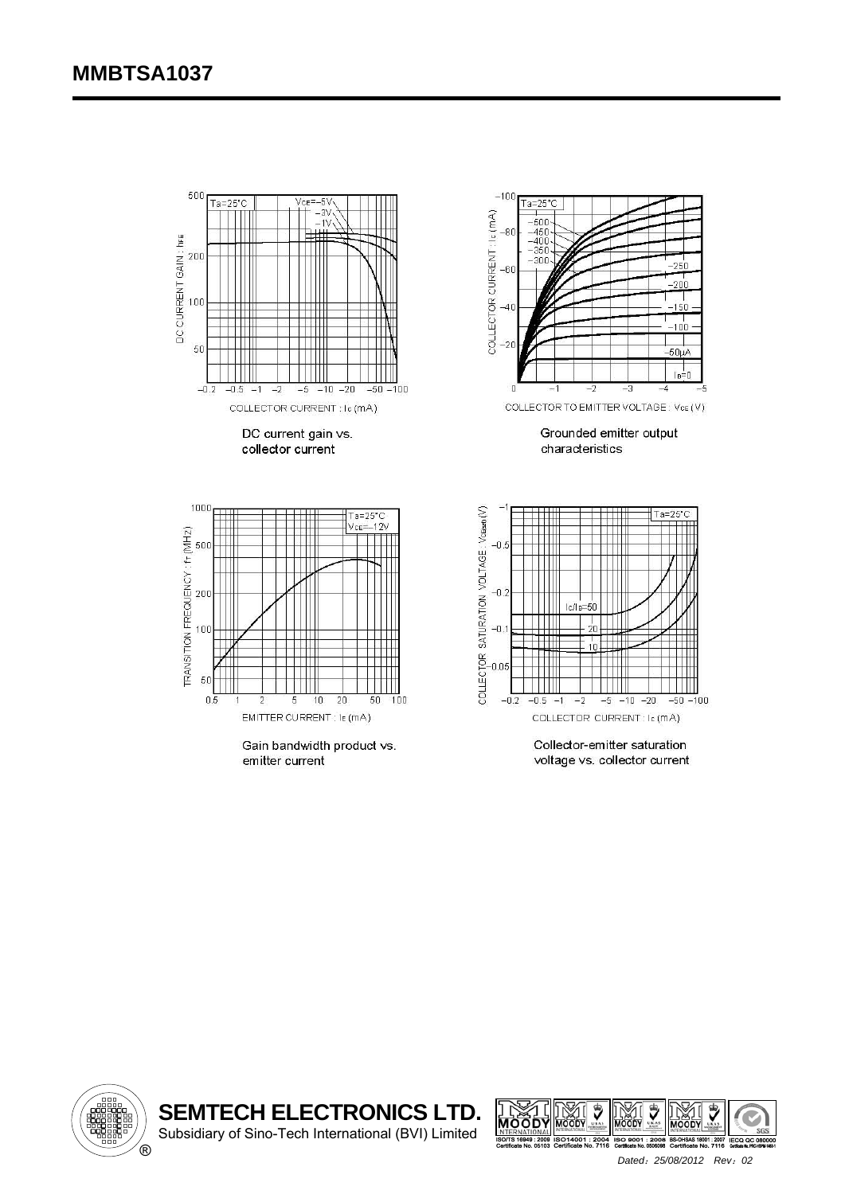# MMBTSA1037

Ta=25°C
VCE=−5V
−3V
−1V
500
200
100
50
−0.2 −0.5 −1 −2 −5 −10 −20 −50 −100
DC CURRENT GAIN : hFE
COLLECTOR CURRENT : IC (mA)

DC current gain vs. collector current

Ta=25°C
−100
−80
−60
−40
−20
0
−500
−450
−400
−350
−300
−250
−200
−150
−100
−50μA
IB=0
0 −1 −2 −3 −4 −5
COLLECTOR CURRENT : IC (mA)
COLLECTOR TO EMITTER VOLTAGE : VCE (V)

Grounded emitter output characteristics

Ta=25°C
VCE=−12V
1000
500
200
100
50
0.5 1 2 5 10 20 50 100
TRANSITION FREQUENCY : fT (MHz)
EMITTER CURRENT : IE (mA)

Gain bandwidth product vs. emitter current

Ta=25°C
−1
−0.5
−0.2
−0.1
−0.05
IC/IB=50
20
10
−0.2 −0.5 −1 −2 −5 −10 −20 −50 −100
COLLECTOR SATURATION VOLTAGE : VCE(sat) (V)
COLLECTOR CURRENT : IC (mA)

Collector-emitter saturation voltage vs. collector current

**SEMTECH ELECTRONICS LTD.**
Subsidiary of Sino-Tech International (BVI) Limited

*Dated：25/08/2012 Rev：02*